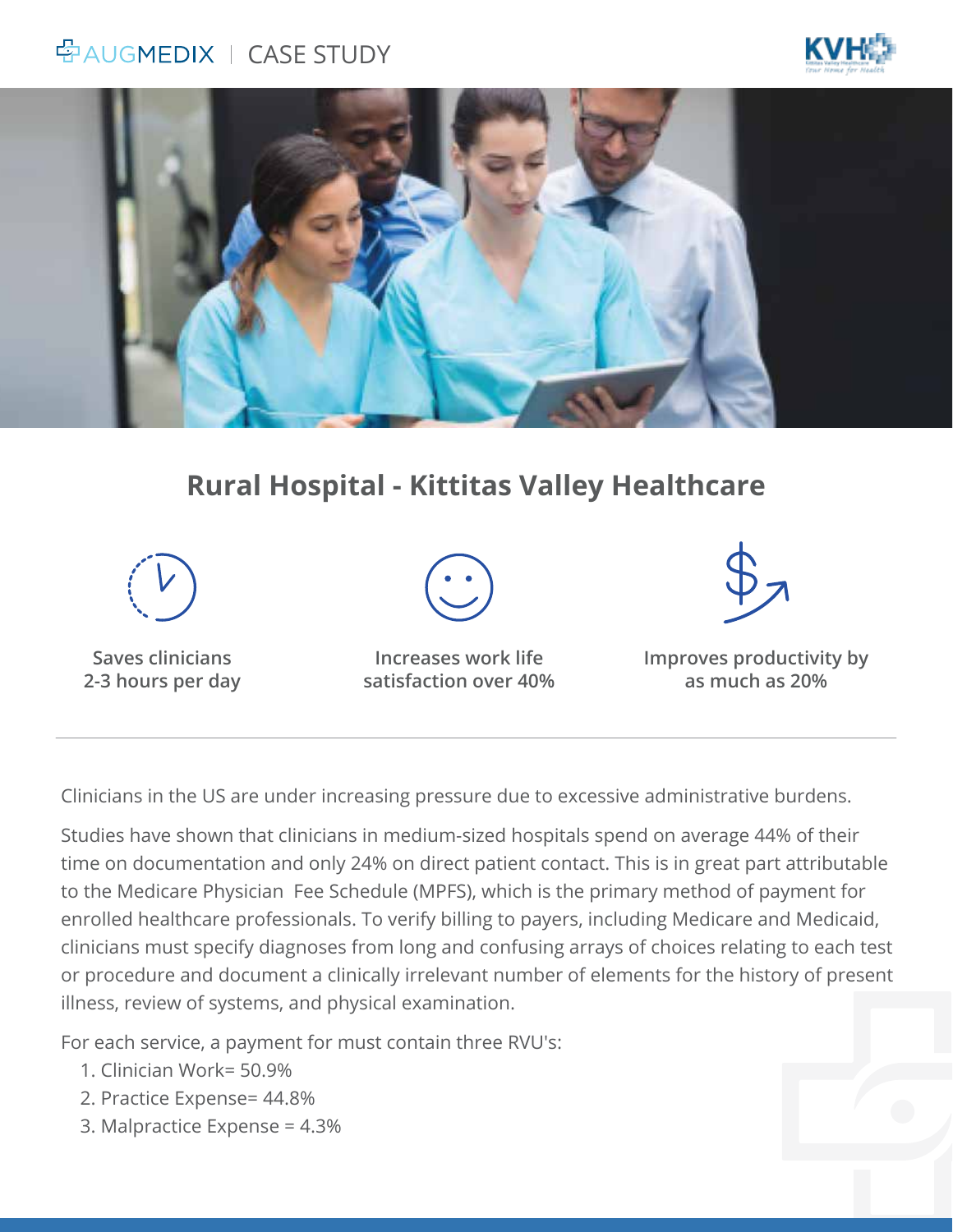AUGMEDIX | CASE STUDY

# Rural Hospital - Kittitas Valley Healthcare

**Saves clinicians 2-3 hours per day**

**Increases work life satisfaction over 40%**

**Improves productivity by as much as 20%**

---

Clinicians in the US are under increasing pressure due to excessive administrative burdens.

Studies have shown that clinicians in medium-sized hospitals spend on average 44% of their time on documentation and only 24% on direct patient contact. This is in great part attributable to the Medicare Physician Fee Schedule (MPFS), which is the primary method of payment for enrolled healthcare professionals. To verify billing to payers, including Medicare and Medicaid, clinicians must specify diagnoses from long and confusing arrays of choices relating to each test or procedure and document a clinically irrelevant number of elements for the history of present illness, review of systems, and physical examination.

For each service, a payment for must contain three RVU's:

1. Clinician Work= 50.9%
2. Practice Expense= 44.8%
3. Malpractice Expense = 4.3%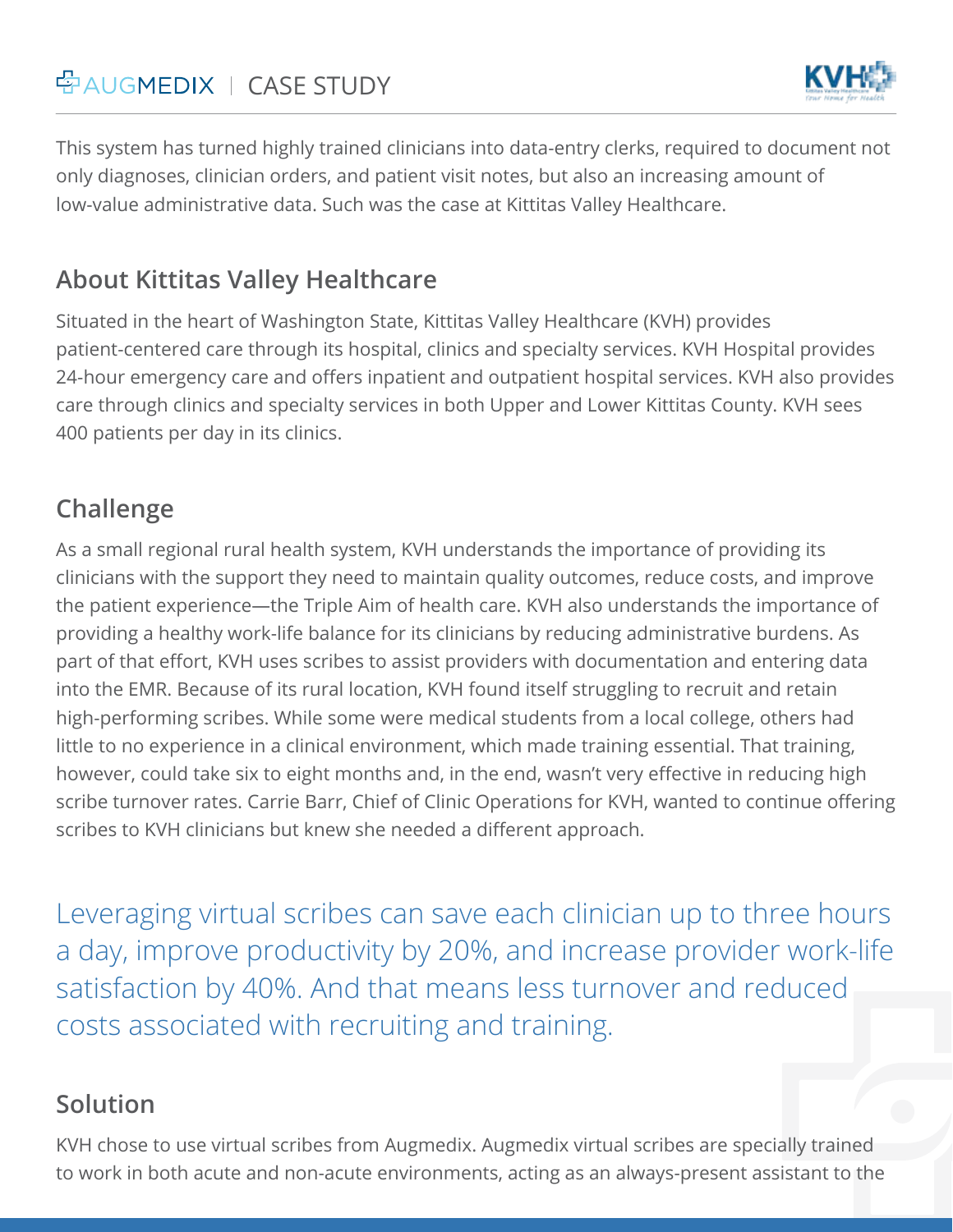This system has turned highly trained clinicians into data-entry clerks, required to document not only diagnoses, clinician orders, and patient visit notes, but also an increasing amount of low-value administrative data. Such was the case at Kittitas Valley Healthcare.

## About Kittitas Valley Healthcare

Situated in the heart of Washington State, Kittitas Valley Healthcare (KVH) provides patient-centered care through its hospital, clinics and specialty services. KVH Hospital provides 24-hour emergency care and offers inpatient and outpatient hospital services. KVH also provides care through clinics and specialty services in both Upper and Lower Kittitas County. KVH sees 400 patients per day in its clinics.

## Challenge

As a small regional rural health system, KVH understands the importance of providing its clinicians with the support they need to maintain quality outcomes, reduce costs, and improve the patient experience—the Triple Aim of health care. KVH also understands the importance of providing a healthy work-life balance for its clinicians by reducing administrative burdens. As part of that effort, KVH uses scribes to assist providers with documentation and entering data into the EMR. Because of its rural location, KVH found itself struggling to recruit and retain high-performing scribes. While some were medical students from a local college, others had little to no experience in a clinical environment, which made training essential. That training, however, could take six to eight months and, in the end, wasn't very effective in reducing high scribe turnover rates. Carrie Barr, Chief of Clinic Operations for KVH, wanted to continue offering scribes to KVH clinicians but knew she needed a different approach.

> Leveraging virtual scribes can save each clinician up to three hours a day, improve productivity by 20%, and increase provider work-life satisfaction by 40%. And that means less turnover and reduced costs associated with recruiting and training.

## Solution

KVH chose to use virtual scribes from Augmedix. Augmedix virtual scribes are specially trained to work in both acute and non-acute environments, acting as an always-present assistant to the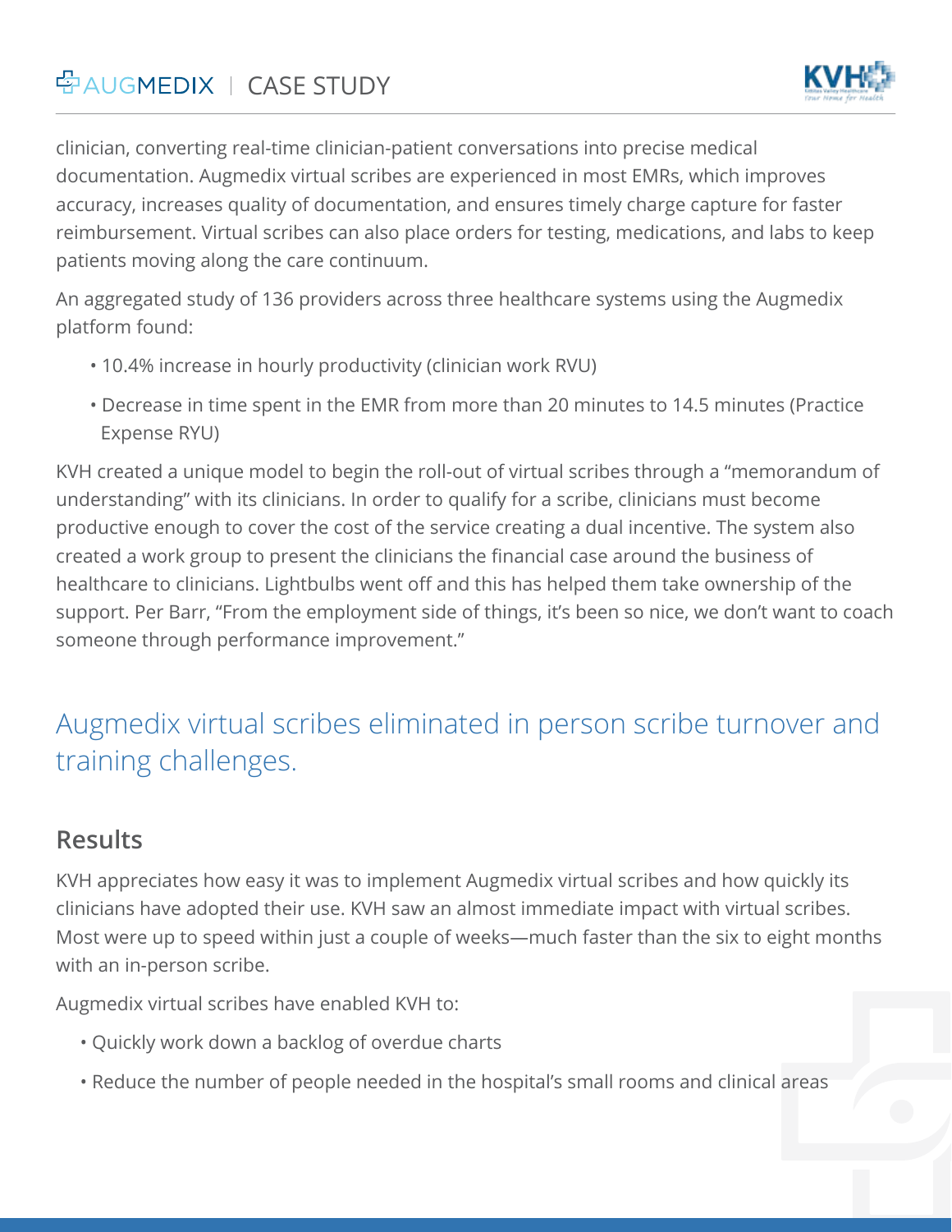clinician, converting real-time clinician-patient conversations into precise medical documentation. Augmedix virtual scribes are experienced in most EMRs, which improves accuracy, increases quality of documentation, and ensures timely charge capture for faster reimbursement. Virtual scribes can also place orders for testing, medications, and labs to keep patients moving along the care continuum.

An aggregated study of 136 providers across three healthcare systems using the Augmedix platform found:

- 10.4% increase in hourly productivity (clinician work RVU)
- Decrease in time spent in the EMR from more than 20 minutes to 14.5 minutes (Practice Expense RYU)

KVH created a unique model to begin the roll-out of virtual scribes through a "memorandum of understanding" with its clinicians. In order to qualify for a scribe, clinicians must become productive enough to cover the cost of the service creating a dual incentive. The system also created a work group to present the clinicians the financial case around the business of healthcare to clinicians. Lightbulbs went off and this has helped them take ownership of the support. Per Barr, "From the employment side of things, it's been so nice, we don't want to coach someone through performance improvement."

## Augmedix virtual scribes eliminated in person scribe turnover and training challenges.

### Results

KVH appreciates how easy it was to implement Augmedix virtual scribes and how quickly its clinicians have adopted their use. KVH saw an almost immediate impact with virtual scribes. Most were up to speed within just a couple of weeks—much faster than the six to eight months with an in-person scribe.

Augmedix virtual scribes have enabled KVH to:

- Quickly work down a backlog of overdue charts
- Reduce the number of people needed in the hospital's small rooms and clinical areas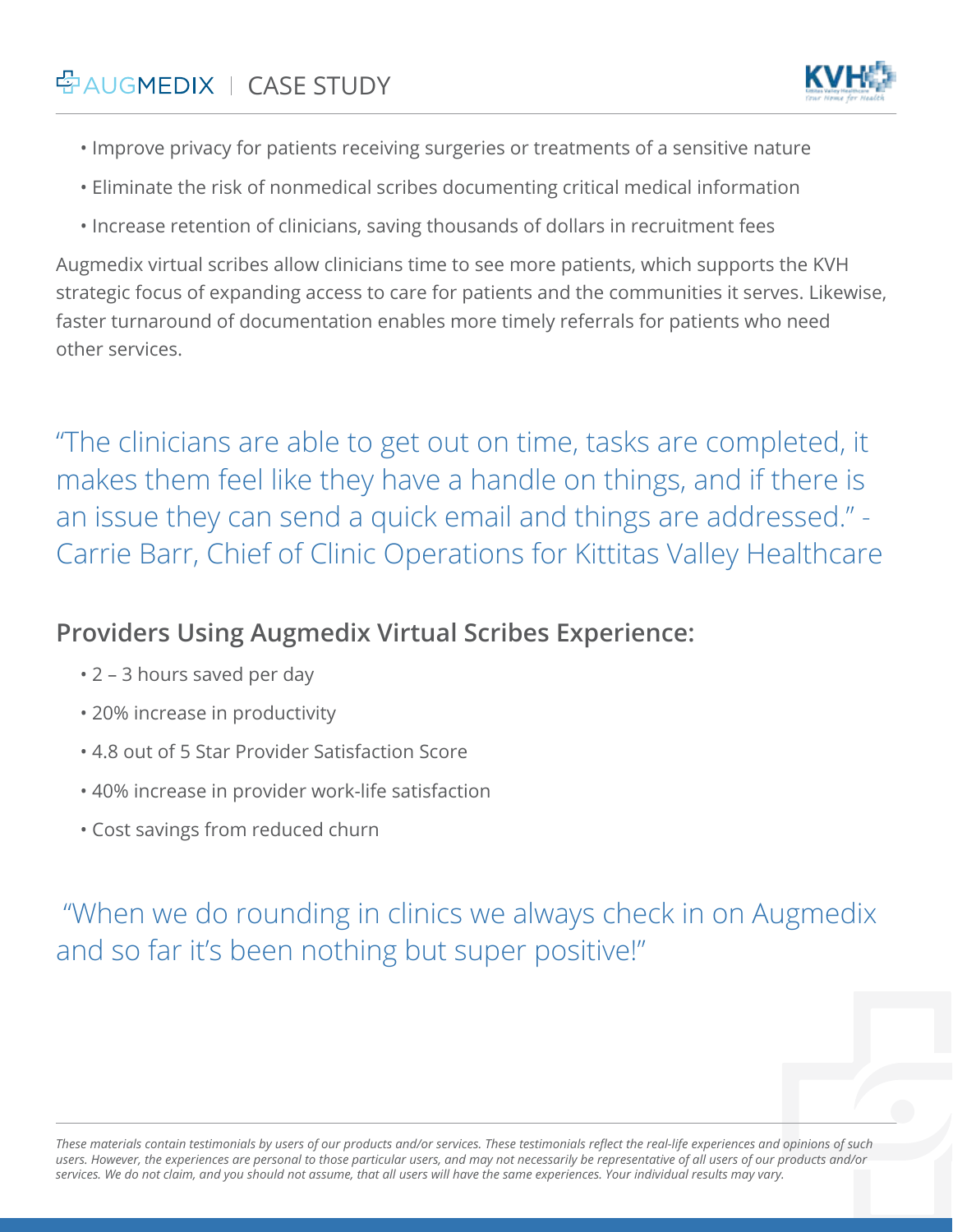- Improve privacy for patients receiving surgeries or treatments of a sensitive nature
- Eliminate the risk of nonmedical scribes documenting critical medical information
- Increase retention of clinicians, saving thousands of dollars in recruitment fees

Augmedix virtual scribes allow clinicians time to see more patients, which supports the KVH strategic focus of expanding access to care for patients and the communities it serves. Likewise, faster turnaround of documentation enables more timely referrals for patients who need other services.

> "The clinicians are able to get out on time, tasks are completed, it makes them feel like they have a handle on things, and if there is an issue they can send a quick email and things are addressed." - Carrie Barr, Chief of Clinic Operations for Kittitas Valley Healthcare

## Providers Using Augmedix Virtual Scribes Experience:

- 2 – 3 hours saved per day
- 20% increase in productivity
- 4.8 out of 5 Star Provider Satisfaction Score
- 40% increase in provider work-life satisfaction
- Cost savings from reduced churn

> "When we do rounding in clinics we always check in on Augmedix and so far it's been nothing but super positive!"

*These materials contain testimonials by users of our products and/or services. These testimonials reflect the real-life experiences and opinions of such users. However, the experiences are personal to those particular users, and may not necessarily be representative of all users of our products and/or services. We do not claim, and you should not assume, that all users will have the same experiences. Your individual results may vary.*